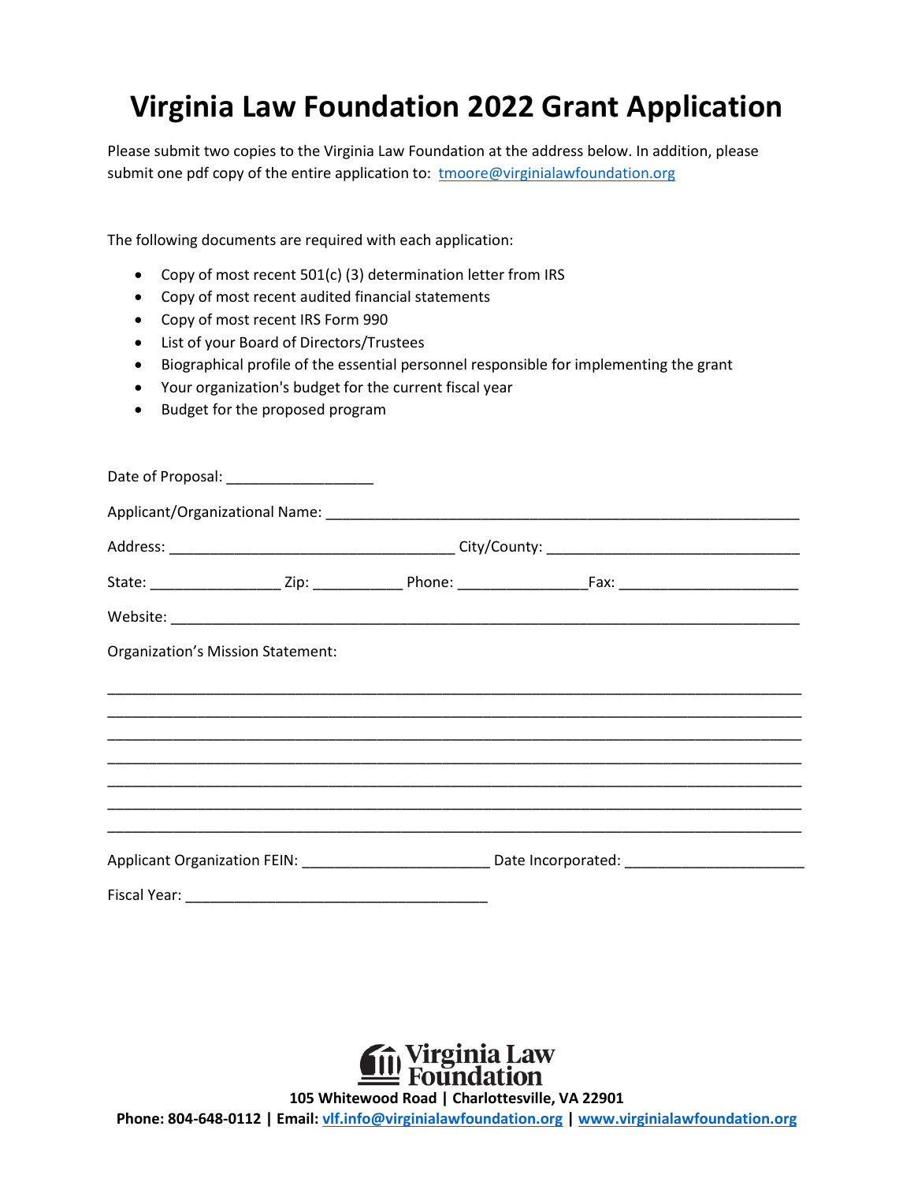# Virginia Law Foundation 2022 Grant Application

Please submit two copies to the Virginia Law Foundation at the address below. In addition, please submit one pdf copy of the entire application to: tmoore@virginialawfoundation.org

The following documents are required with each application:

- Copy of most recent 501(c) (3) determination letter from IRS
- Copy of most recent audited financial statements
- Copy of most recent IRS Form 990
- List of your Board of Directors/Trustees
- Biographical profile of the essential personnel responsible for implementing the grant
- Your organization's budget for the current fiscal year
- Budget for the proposed program

Date of Proposal: __________________

Applicant/Organizational Name: ____________________________________________________________

Address: ____________________________________ City/County: _______________________________

State: ________________ Zip: ___________ Phone: ________________Fax: ______________________

Website: ______________________________________________________________________________

Organization's Mission Statement:

_______________________________________________________________________________________

_______________________________________________________________________________________

_______________________________________________________________________________________

_______________________________________________________________________________________

_______________________________________________________________________________________

_______________________________________________________________________________________

_______________________________________________________________________________________

Applicant Organization FEIN: _______________________ Date Incorporated: _____________________

Fiscal Year: ______________________________________

**Virginia Law Foundation**

**105 Whitewood Road | Charlottesville, VA 22901**

**Phone: 804-648-0112 | Email: vlf.info@virginialawfoundation.org | www.virginialawfoundation.org**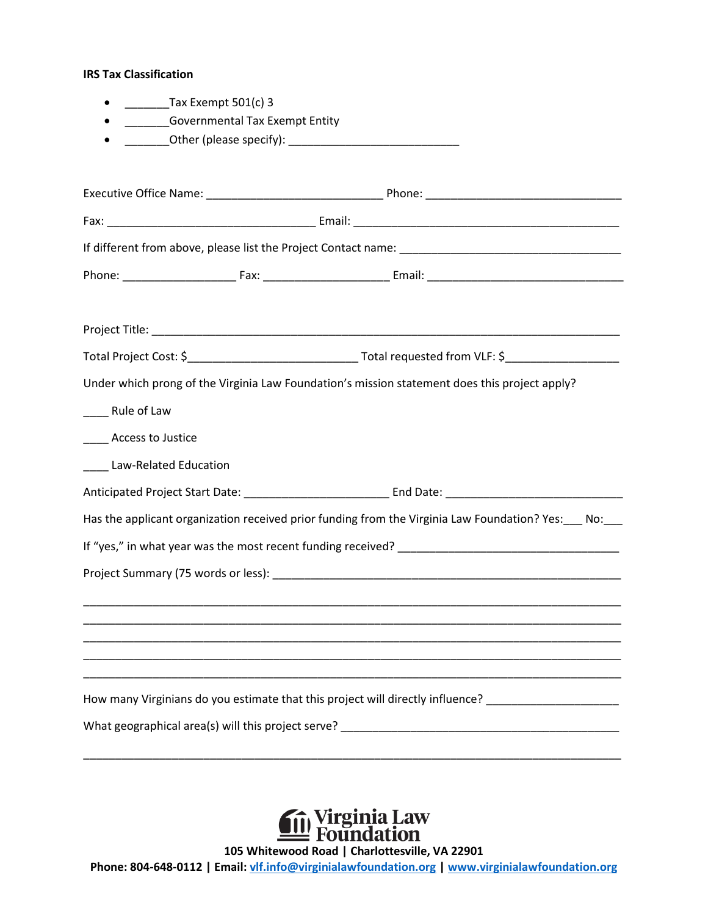**IRS Tax Classification**

- _______Tax Exempt 501(c) 3
- _______Governmental Tax Exempt Entity
- _______Other (please specify): ___________________________

Executive Office Name: ____________________________ Phone: _______________________________

Fax: _________________________________ Email: __________________________________________

If different from above, please list the Project Contact name: ___________________________________

Phone: __________________ Fax: ____________________ Email: _______________________________

Project Title: ___________________________________________________________________________

Total Project Cost: $__________________________ Total requested from VLF: $__________________

Under which prong of the Virginia Law Foundation's mission statement does this project apply?

____ Rule of Law

____ Access to Justice

____ Law-Related Education

Anticipated Project Start Date: _______________________ End Date: ____________________________

Has the applicant organization received prior funding from the Virginia Law Foundation? Yes:___ No:___

If "yes," in what year was the most recent funding received? __________________________________

Project Summary (75 words or less): _______________________________________________________

_______________________________________________________________________________________

_______________________________________________________________________________________

_______________________________________________________________________________________

_______________________________________________________________________________________

_______________________________________________________________________________________

How many Virginians do you estimate that this project will directly influence? _____________________

What geographical area(s) will this project serve? ____________________________________________

_______________________________________________________________________________________

**Virginia Law Foundation**

**105 Whitewood Road | Charlottesville, VA 22901**

**Phone: 804-648-0112 | Email: vlf.info@virginialawfoundation.org | www.virginialawfoundation.org**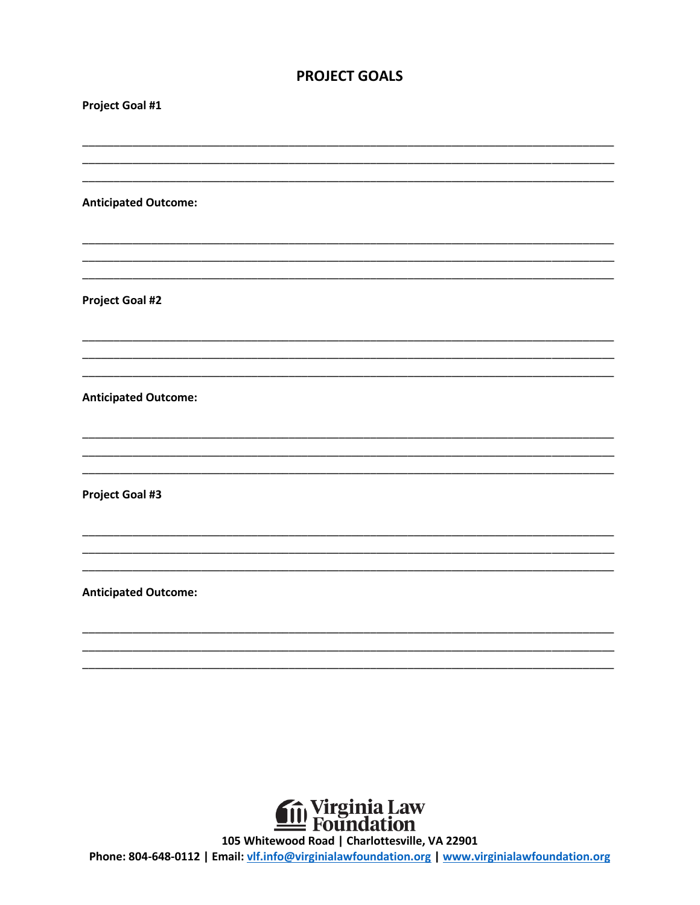# PROJECT GOALS

**Project Goal #1**

______________________________________________________________________________
______________________________________________________________________________
______________________________________________________________________________

**Anticipated Outcome:**

______________________________________________________________________________
______________________________________________________________________________
______________________________________________________________________________

**Project Goal #2**

______________________________________________________________________________
______________________________________________________________________________
______________________________________________________________________________

**Anticipated Outcome:**

______________________________________________________________________________
______________________________________________________________________________
______________________________________________________________________________

**Project Goal #3**

______________________________________________________________________________
______________________________________________________________________________
______________________________________________________________________________

**Anticipated Outcome:**

______________________________________________________________________________
______________________________________________________________________________
______________________________________________________________________________

Virginia Law Foundation

**105 Whitewood Road | Charlottesville, VA 22901**

**Phone: 804-648-0112 | Email: vlf.info@virginialawfoundation.org | www.virginialawfoundation.org**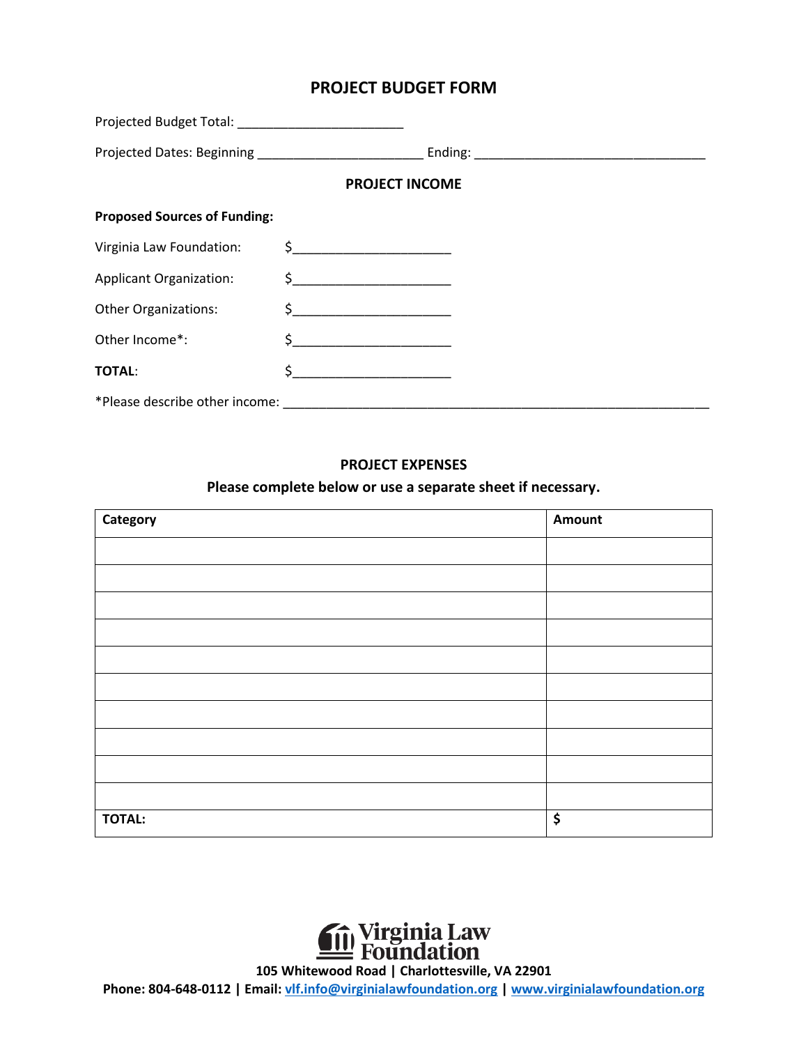# PROJECT BUDGET FORM

Projected Budget Total: ________________________

Projected Dates: Beginning ________________________ Ending: __________________________________

## PROJECT INCOME

**Proposed Sources of Funding:**

Virginia Law Foundation: $______________________

Applicant Organization: $______________________

Other Organizations: $______________________

Other Income*: $______________________

**TOTAL**: $______________________

*Please describe other income: ______________________________________________________________

## PROJECT EXPENSES

**Please complete below or use a separate sheet if necessary.**

| Category | Amount |
|---|---|
| | |
| | |
| | |
| | |
| | |
| | |
| | |
| | |
| | |
| | |
| **TOTAL:** | **$** |

Virginia Law Foundation

105 Whitewood Road | Charlottesville, VA 22901

Phone: 804-648-0112 | Email: vlf.info@virginialawfoundation.org | www.virginialawfoundation.org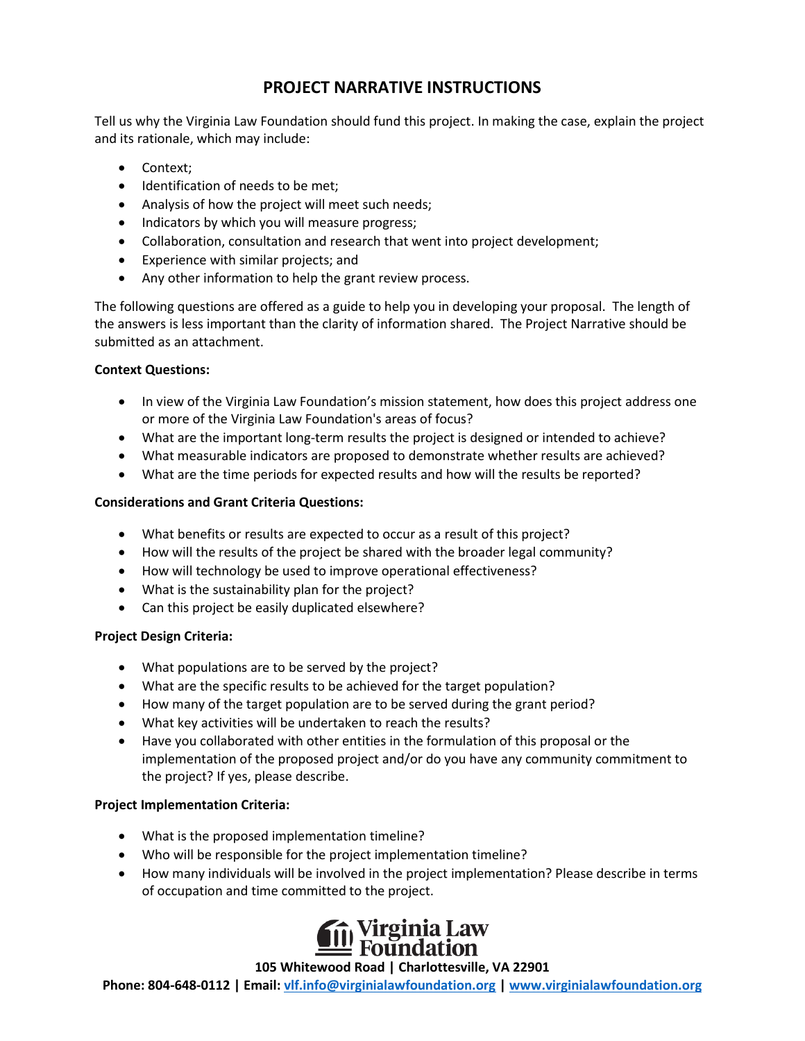# PROJECT NARRATIVE INSTRUCTIONS

Tell us why the Virginia Law Foundation should fund this project. In making the case, explain the project and its rationale, which may include:

- Context;
- Identification of needs to be met;
- Analysis of how the project will meet such needs;
- Indicators by which you will measure progress;
- Collaboration, consultation and research that went into project development;
- Experience with similar projects; and
- Any other information to help the grant review process.

The following questions are offered as a guide to help you in developing your proposal. The length of the answers is less important than the clarity of information shared. The Project Narrative should be submitted as an attachment.

**Context Questions:**

- In view of the Virginia Law Foundation's mission statement, how does this project address one or more of the Virginia Law Foundation's areas of focus?
- What are the important long-term results the project is designed or intended to achieve?
- What measurable indicators are proposed to demonstrate whether results are achieved?
- What are the time periods for expected results and how will the results be reported?

**Considerations and Grant Criteria Questions:**

- What benefits or results are expected to occur as a result of this project?
- How will the results of the project be shared with the broader legal community?
- How will technology be used to improve operational effectiveness?
- What is the sustainability plan for the project?
- Can this project be easily duplicated elsewhere?

**Project Design Criteria:**

- What populations are to be served by the project?
- What are the specific results to be achieved for the target population?
- How many of the target population are to be served during the grant period?
- What key activities will be undertaken to reach the results?
- Have you collaborated with other entities in the formulation of this proposal or the implementation of the proposed project and/or do you have any community commitment to the project? If yes, please describe.

**Project Implementation Criteria:**

- What is the proposed implementation timeline?
- Who will be responsible for the project implementation timeline?
- How many individuals will be involved in the project implementation? Please describe in terms of occupation and time committed to the project.

Virginia Law Foundation

**105 Whitewood Road | Charlottesville, VA 22901**

**Phone: 804-648-0112 | Email: vlf.info@virginialawfoundation.org | www.virginialawfoundation.org**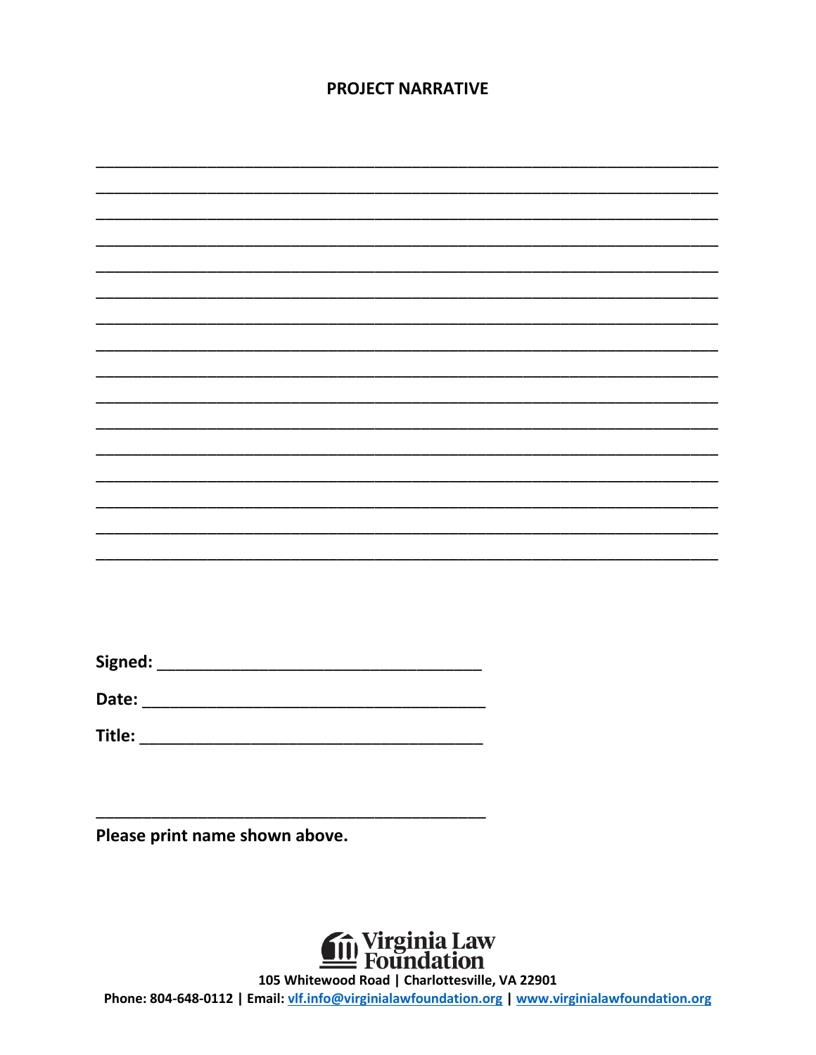**PROJECT NARRATIVE**

________________________________________________________________________________
________________________________________________________________________________
________________________________________________________________________________
________________________________________________________________________________
________________________________________________________________________________
________________________________________________________________________________
________________________________________________________________________________
________________________________________________________________________________
________________________________________________________________________________
________________________________________________________________________________
________________________________________________________________________________
________________________________________________________________________________
________________________________________________________________________________
________________________________________________________________________________
________________________________________________________________________________
________________________________________________________________________________

**Signed:** ___________________________________

**Date:** _____________________________________

**Title:** _____________________________________

_____________________________________________

**Please print name shown above.**

Virginia Law Foundation

**105 Whitewood Road | Charlottesville, VA 22901**

**Phone: 804-648-0112 | Email: vlf.info@virginialawfoundation.org | www.virginialawfoundation.org**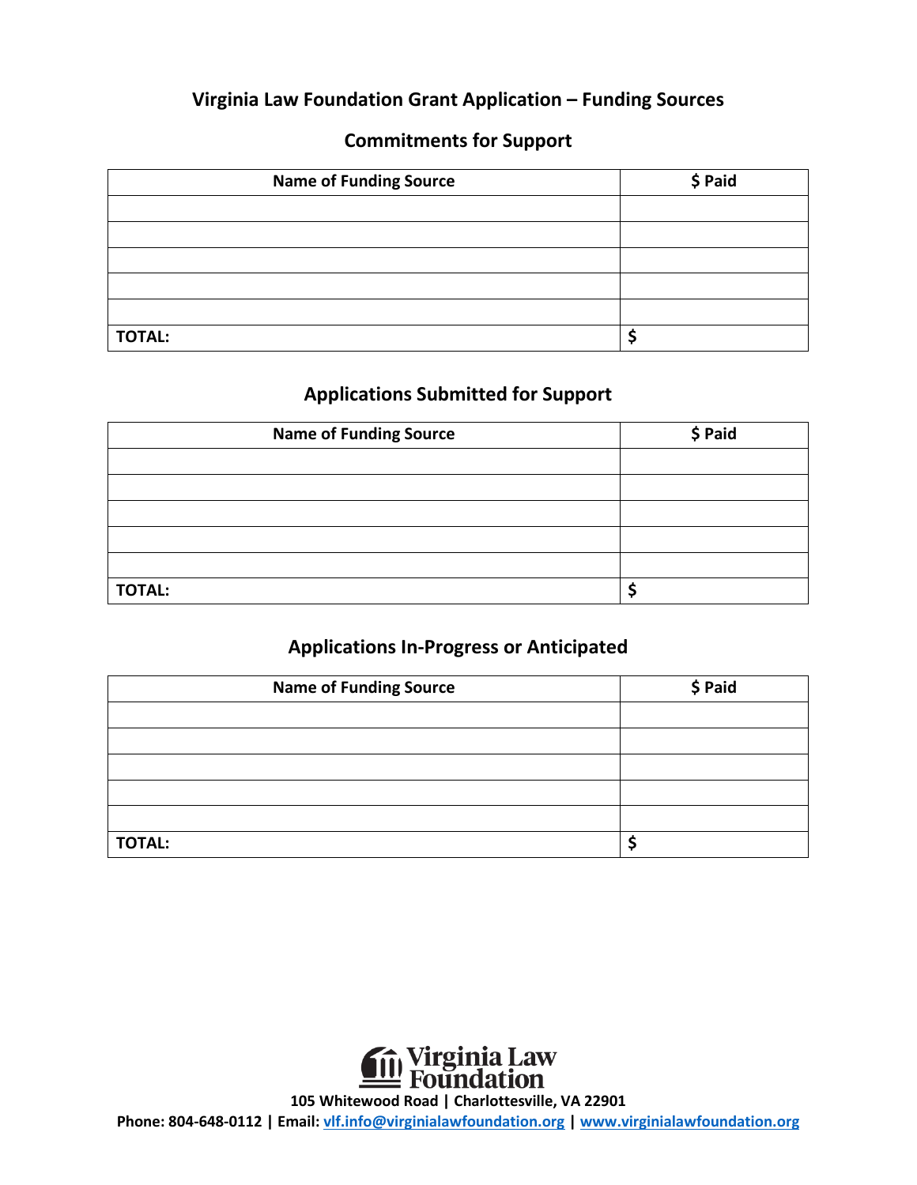## Virginia Law Foundation Grant Application – Funding Sources

### Commitments for Support

| Name of Funding Source | $ Paid |
|---|---|
| | |
| | |
| | |
| | |
| | |
| **TOTAL:** | **$** |

### Applications Submitted for Support

| Name of Funding Source | $ Paid |
|---|---|
| | |
| | |
| | |
| | |
| | |
| **TOTAL:** | **$** |

### Applications In-Progress or Anticipated

| Name of Funding Source | $ Paid |
|---|---|
| | |
| | |
| | |
| | |
| | |
| **TOTAL:** | **$** |

Virginia Law Foundation

**105 Whitewood Road | Charlottesville, VA 22901**

**Phone: 804-648-0112 | Email: vlf.info@virginialawfoundation.org | www.virginialawfoundation.org**